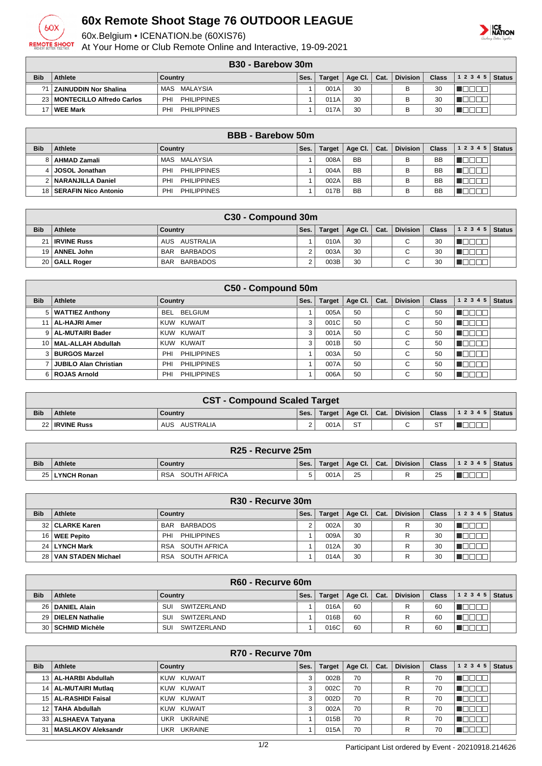# 60x Remote Shoot Stage 76 OUTDOOR LEAGUE

60x.Belgium • ICENATION.be (60XIS76)

At Your Home or Club Remote Online and Interactive, 19-09-2021

## B30 - Barebow 30m

| Bib | Athlete | Country | Ses. | Target | Age Cl. | Cat. | Division | Class | 1 2 3 4 5 | Status |
|---|---|---|---|---|---|---|---|---|---|---|
| ?1 | ZAINUDDIN Nor Shalina | MAS MALAYSIA | 1 | 001A | 30 | | B | 30 | | |
| 23 | MONTECILLO Alfredo Carlos | PHI PHILIPPINES | 1 | 011A | 30 | | B | 30 | | |
| 17 | WEE Mark | PHI PHILIPPINES | 1 | 017A | 30 | | B | 30 | | |

## BBB - Barebow 50m

| Bib | Athlete | Country | Ses. | Target | Age Cl. | Cat. | Division | Class | 1 2 3 4 5 | Status |
|---|---|---|---|---|---|---|---|---|---|---|
| 8 | AHMAD Zamali | MAS MALAYSIA | 1 | 008A | BB | | B | BB | | |
| 4 | JOSOL Jonathan | PHI PHILIPPINES | 1 | 004A | BB | | B | BB | | |
| 2 | NARANJILLA Daniel | PHI PHILIPPINES | 1 | 002A | BB | | B | BB | | |
| 18 | SERAFIN Nico Antonio | PHI PHILIPPINES | 1 | 017B | BB | | B | BB | | |

## C30 - Compound 30m

| Bib | Athlete | Country | Ses. | Target | Age Cl. | Cat. | Division | Class | 1 2 3 4 5 | Status |
|---|---|---|---|---|---|---|---|---|---|---|
| 21 | IRVINE Russ | AUS AUSTRALIA | 1 | 010A | 30 | | C | 30 | | |
| 19 | ANNEL John | BAR BARBADOS | 2 | 003A | 30 | | C | 30 | | |
| 20 | GALL Roger | BAR BARBADOS | 2 | 003B | 30 | | C | 30 | | |

## C50 - Compound 50m

| Bib | Athlete | Country | Ses. | Target | Age Cl. | Cat. | Division | Class | 1 2 3 4 5 | Status |
|---|---|---|---|---|---|---|---|---|---|---|
| 5 | WATTIEZ Anthony | BEL BELGIUM | 1 | 005A | 50 | | C | 50 | | |
| 11 | AL-HAJRI Amer | KUW KUWAIT | 3 | 001C | 50 | | C | 50 | | |
| 9 | AL-MUTAIRI Bader | KUW KUWAIT | 3 | 001A | 50 | | C | 50 | | |
| 10 | MAL-ALLAH Abdullah | KUW KUWAIT | 3 | 001B | 50 | | C | 50 | | |
| 3 | BURGOS Marzel | PHI PHILIPPINES | 1 | 003A | 50 | | C | 50 | | |
| 7 | JUBILO Alan Christian | PHI PHILIPPINES | 1 | 007A | 50 | | C | 50 | | |
| 6 | ROJAS Arnold | PHI PHILIPPINES | 1 | 006A | 50 | | C | 50 | | |

## CST - Compound Scaled Target

| Bib | Athlete | Country | Ses. | Target | Age Cl. | Cat. | Division | Class | 1 2 3 4 5 | Status |
|---|---|---|---|---|---|---|---|---|---|---|
| 22 | IRVINE Russ | AUS AUSTRALIA | 2 | 001A | ST | | C | ST | | |

## R25 - Recurve 25m

| Bib | Athlete | Country | Ses. | Target | Age Cl. | Cat. | Division | Class | 1 2 3 4 5 | Status |
|---|---|---|---|---|---|---|---|---|---|---|
| 25 | LYNCH Ronan | RSA SOUTH AFRICA | 5 | 001A | 25 | | R | 25 | | |

## R30 - Recurve 30m

| Bib | Athlete | Country | Ses. | Target | Age Cl. | Cat. | Division | Class | 1 2 3 4 5 | Status |
|---|---|---|---|---|---|---|---|---|---|---|
| 32 | CLARKE Karen | BAR BARBADOS | 2 | 002A | 30 | | R | 30 | | |
| 16 | WEE Pepito | PHI PHILIPPINES | 1 | 009A | 30 | | R | 30 | | |
| 24 | LYNCH Mark | RSA SOUTH AFRICA | 1 | 012A | 30 | | R | 30 | | |
| 28 | VAN STADEN Michael | RSA SOUTH AFRICA | 1 | 014A | 30 | | R | 30 | | |

## R60 - Recurve 60m

| Bib | Athlete | Country | Ses. | Target | Age Cl. | Cat. | Division | Class | 1 2 3 4 5 | Status |
|---|---|---|---|---|---|---|---|---|---|---|
| 26 | DANIEL Alain | SUI SWITZERLAND | 1 | 016A | 60 | | R | 60 | | |
| 29 | DIELEN Nathalie | SUI SWITZERLAND | 1 | 016B | 60 | | R | 60 | | |
| 30 | SCHMID Michèle | SUI SWITZERLAND | 1 | 016C | 60 | | R | 60 | | |

## R70 - Recurve 70m

| Bib | Athlete | Country | Ses. | Target | Age Cl. | Cat. | Division | Class | 1 2 3 4 5 | Status |
|---|---|---|---|---|---|---|---|---|---|---|
| 13 | AL-HARBI Abdullah | KUW KUWAIT | 3 | 002B | 70 | | R | 70 | | |
| 14 | AL-MUTAIRI Mutlaq | KUW KUWAIT | 3 | 002C | 70 | | R | 70 | | |
| 15 | AL-RASHIDI Faisal | KUW KUWAIT | 3 | 002D | 70 | | R | 70 | | |
| 12 | TAHA Abdullah | KUW KUWAIT | 3 | 002A | 70 | | R | 70 | | |
| 33 | ALSHAEVA Tatyana | UKR UKRAINE | 1 | 015B | 70 | | R | 70 | | |
| 31 | MASLAKOV Aleksandr | UKR UKRAINE | 1 | 015A | 70 | | R | 70 | | |

Participant List ordered by Event - 20210918.214626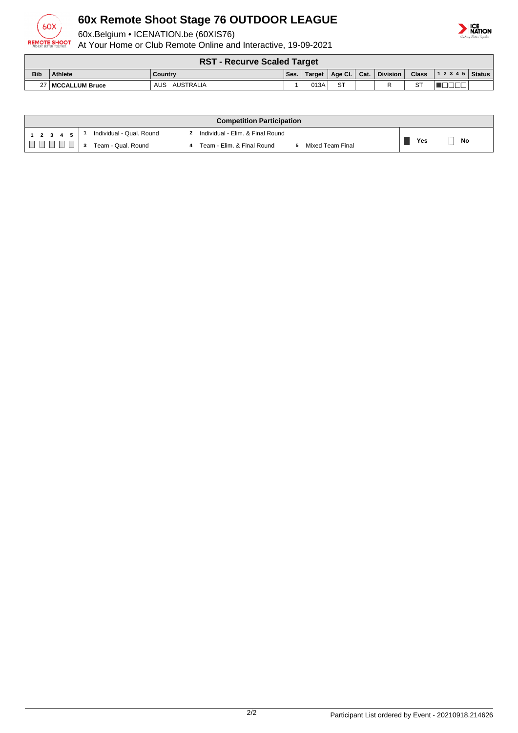# 60x Remote Shoot Stage 76 OUTDOOR LEAGUE

60x.Belgium • ICENATION.be (60XIS76)

At Your Home or Club Remote Online and Interactive, 19-09-2021

## RST - Recurve Scaled Target

| Bib | Athlete | Country | Ses. | Target | Age Cl. | Cat. | Division | Class | 1 2 3 4 5 | Status |
|---|---|---|---|---|---|---|---|---|---|---|
| 27 | **MCCALLUM Bruce** | AUS AUSTRALIA | 1 | 013A | ST | | R | ST | ■□□□□ | |

| Competition Participation | | | | |
|---|---|---|---|---|
| 1 2 3 4 5 | 1 Individual - Qual. Round | 2 Individual - Elim. & Final Round | | ■ Yes □ No |
| □ □ □ □ □ | 3 Team - Qual. Round | 4 Team - Elim. & Final Round | 5 Mixed Team Final | |

Participant List ordered by Event - 20210918.214626